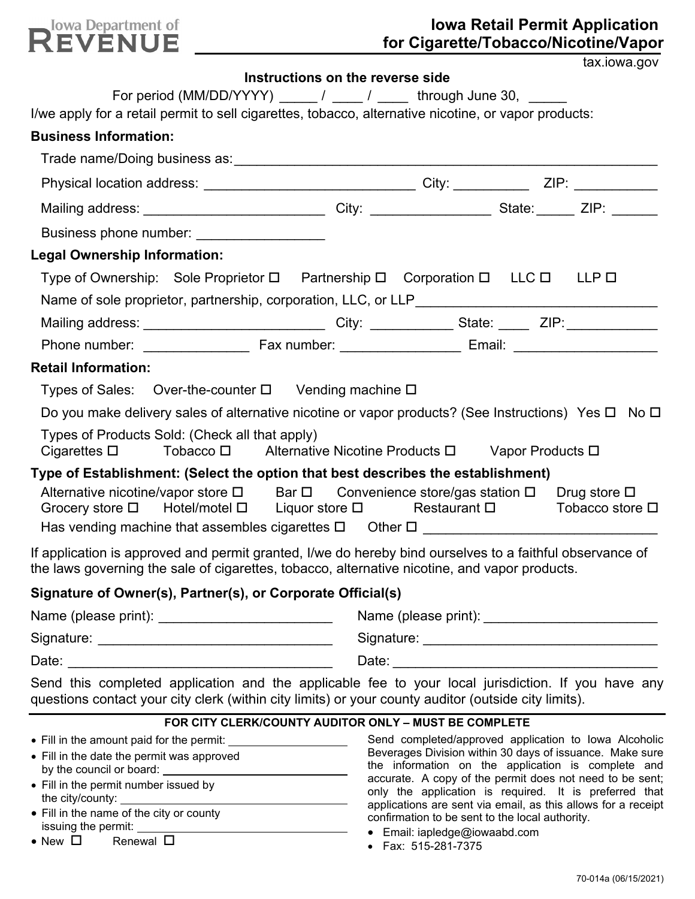Iowa Department of REVENUE

# Iowa Retail Permit Application for Cigarette/Tobacco/Nicotine/Vapor

tax.iowa.gov

**Instructions on the reverse side**

For period (MM/DD/YYYY) _____ / ____ / ____ through June 30, _____

I/we apply for a retail permit to sell cigarettes, tobacco, alternative nicotine, or vapor products:

## Business Information:

Trade name/Doing business as: ______________________________________________________

Physical location address: ____________________________ City: __________ ZIP: ___________

Mailing address: ________________________ City: _______________ State: _____ ZIP: ______

Business phone number: ________________

## Legal Ownership Information:

Type of Ownership: Sole Proprietor ☐ Partnership ☐ Corporation ☐ LLC ☐ LLP ☐

Name of sole proprietor, partnership, corporation, LLC, or LLP________________________________

Mailing address: ________________________ City: ___________ State: ____ ZIP: ____________

Phone number: ______________ Fax number: _______________ Email: ___________________

## Retail Information:

Types of Sales: Over-the-counter ☐ Vending machine ☐

Do you make delivery sales of alternative nicotine or vapor products? (See Instructions) Yes ☐ No ☐

Types of Products Sold: (Check all that apply)
Cigarettes ☐ Tobacco ☐ Alternative Nicotine Products ☐ Vapor Products ☐

## Type of Establishment: (Select the option that best describes the establishment)

Alternative nicotine/vapor store ☐ Bar ☐ Convenience store/gas station ☐ Drug store ☐
Grocery store ☐ Hotel/motel ☐ Liquor store ☐ Restaurant ☐ Tobacco store ☐
Has vending machine that assembles cigarettes ☐ Other ☐ _______________________________

If application is approved and permit granted, I/we do hereby bind ourselves to a faithful observance of the laws governing the sale of cigarettes, tobacco, alternative nicotine, and vapor products.

## Signature of Owner(s), Partner(s), or Corporate Official(s)

Name (please print): _______________________ Name (please print): _______________________

Signature: _______________________________ Signature: _______________________________

Date: __________________________________ Date: __________________________________

Send this completed application and the applicable fee to your local jurisdiction. If you have any questions contact your city clerk (within city limits) or your county auditor (outside city limits).

---

**FOR CITY CLERK/COUNTY AUDITOR ONLY – MUST BE COMPLETE**

- Fill in the amount paid for the permit: ________________
- Fill in the date the permit was approved by the council or board: ________________
- Fill in the permit number issued by the city/county: ________________
- Fill in the name of the city or county issuing the permit: ________________
- New ☐ Renewal ☐

Send completed/approved application to Iowa Alcoholic Beverages Division within 30 days of issuance. Make sure the information on the application is complete and accurate. A copy of the permit does not need to be sent; only the application is required. It is preferred that applications are sent via email, as this allows for a receipt confirmation to be sent to the local authority.

- Email: iapledge@iowaabd.com
- Fax: 515-281-7375

70-014a (06/15/2021)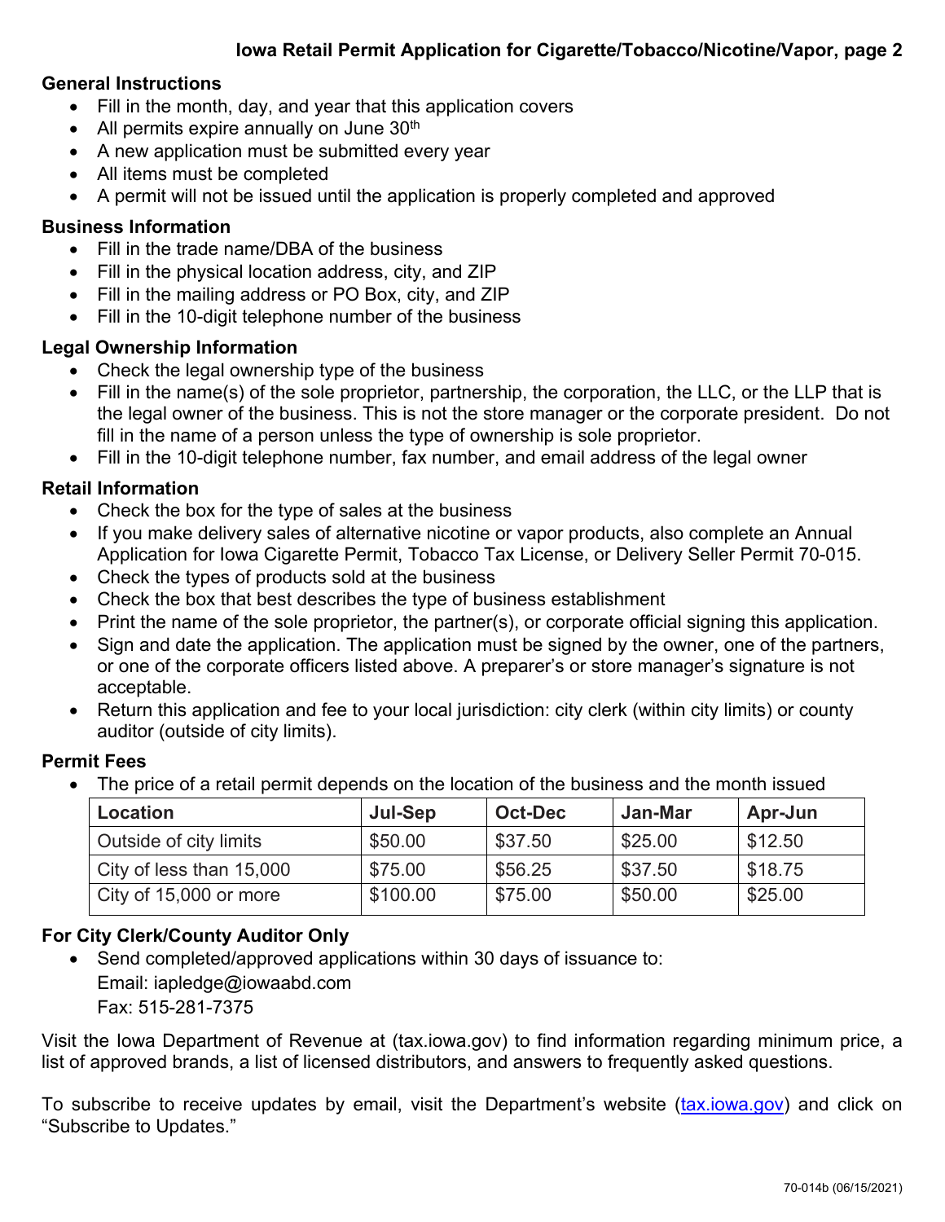## General Instructions

- Fill in the month, day, and year that this application covers
- All permits expire annually on June 30th
- A new application must be submitted every year
- All items must be completed
- A permit will not be issued until the application is properly completed and approved

## Business Information

- Fill in the trade name/DBA of the business
- Fill in the physical location address, city, and ZIP
- Fill in the mailing address or PO Box, city, and ZIP
- Fill in the 10-digit telephone number of the business

## Legal Ownership Information

- Check the legal ownership type of the business
- Fill in the name(s) of the sole proprietor, partnership, the corporation, the LLC, or the LLP that is the legal owner of the business. This is not the store manager or the corporate president. Do not fill in the name of a person unless the type of ownership is sole proprietor.
- Fill in the 10-digit telephone number, fax number, and email address of the legal owner

## Retail Information

- Check the box for the type of sales at the business
- If you make delivery sales of alternative nicotine or vapor products, also complete an Annual Application for Iowa Cigarette Permit, Tobacco Tax License, or Delivery Seller Permit 70-015.
- Check the types of products sold at the business
- Check the box that best describes the type of business establishment
- Print the name of the sole proprietor, the partner(s), or corporate official signing this application.
- Sign and date the application. The application must be signed by the owner, one of the partners, or one of the corporate officers listed above. A preparer's or store manager's signature is not acceptable.
- Return this application and fee to your local jurisdiction: city clerk (within city limits) or county auditor (outside of city limits).

## Permit Fees

- The price of a retail permit depends on the location of the business and the month issued

| Location | Jul-Sep | Oct-Dec | Jan-Mar | Apr-Jun |
|---|---|---|---|---|
| Outside of city limits | $50.00 | $37.50 | $25.00 | $12.50 |
| City of less than 15,000 | $75.00 | $56.25 | $37.50 | $18.75 |
| City of 15,000 or more | $100.00 | $75.00 | $50.00 | $25.00 |

## For City Clerk/County Auditor Only

- Send completed/approved applications within 30 days of issuance to:
  Email: iapledge@iowaabd.com
  Fax: 515-281-7375

Visit the Iowa Department of Revenue at (tax.iowa.gov) to find information regarding minimum price, a list of approved brands, a list of licensed distributors, and answers to frequently asked questions.

To subscribe to receive updates by email, visit the Department's website (tax.iowa.gov) and click on "Subscribe to Updates."

70-014b (06/15/2021)